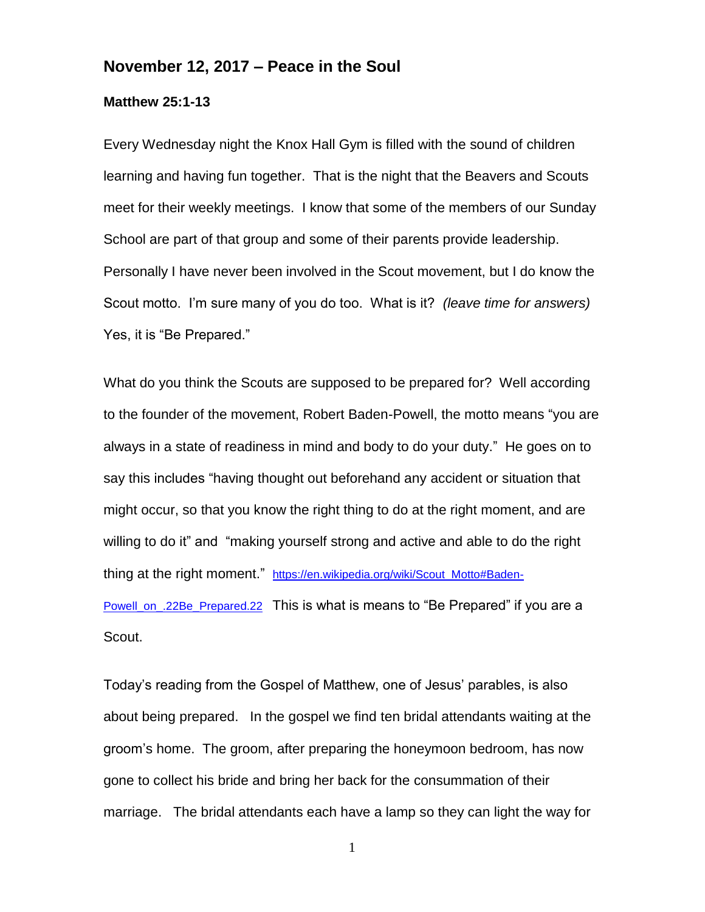## November 12, 2017 – Peace in the Soul

### Matthew 25:1-13

Every Wednesday night the Knox Hall Gym is filled with the sound of children learning and having fun together. That is the night that the Beavers and Scouts meet for their weekly meetings. I know that some of the members of our Sunday School are part of that group and some of their parents provide leadership. Personally I have never been involved in the Scout movement, but I do know the Scout motto. I'm sure many of you do too. What is it? *(leave time for answers)* Yes, it is "Be Prepared."

What do you think the Scouts are supposed to be prepared for? Well according to the founder of the movement, Robert Baden-Powell, the motto means "you are always in a state of readiness in mind and body to do your duty." He goes on to say this includes "having thought out beforehand any accident or situation that might occur, so that you know the right thing to do at the right moment, and are willing to do it" and "making yourself strong and active and able to do the right thing at the right moment." https://en.wikipedia.org/wiki/Scout_Motto#Baden-Powell_on_.22Be_Prepared.22 This is what is means to "Be Prepared" if you are a Scout.

Today's reading from the Gospel of Matthew, one of Jesus' parables, is also about being prepared. In the gospel we find ten bridal attendants waiting at the groom's home. The groom, after preparing the honeymoon bedroom, has now gone to collect his bride and bring her back for the consummation of their marriage. The bridal attendants each have a lamp so they can light the way for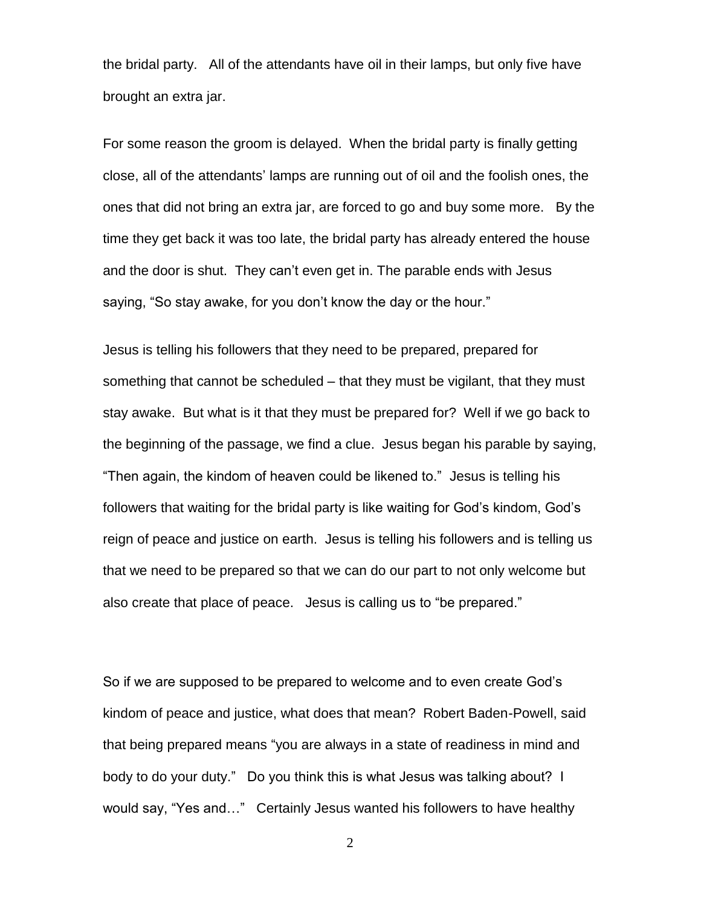the bridal party. All of the attendants have oil in their lamps, but only five have brought an extra jar.

For some reason the groom is delayed. When the bridal party is finally getting close, all of the attendants' lamps are running out of oil and the foolish ones, the ones that did not bring an extra jar, are forced to go and buy some more. By the time they get back it was too late, the bridal party has already entered the house and the door is shut. They can't even get in. The parable ends with Jesus saying, "So stay awake, for you don't know the day or the hour."

Jesus is telling his followers that they need to be prepared, prepared for something that cannot be scheduled – that they must be vigilant, that they must stay awake. But what is it that they must be prepared for? Well if we go back to the beginning of the passage, we find a clue. Jesus began his parable by saying, "Then again, the kindom of heaven could be likened to." Jesus is telling his followers that waiting for the bridal party is like waiting for God's kindom, God's reign of peace and justice on earth. Jesus is telling his followers and is telling us that we need to be prepared so that we can do our part to not only welcome but also create that place of peace. Jesus is calling us to "be prepared."

So if we are supposed to be prepared to welcome and to even create God's kindom of peace and justice, what does that mean? Robert Baden-Powell, said that being prepared means "you are always in a state of readiness in mind and body to do your duty." Do you think this is what Jesus was talking about? I would say, "Yes and…" Certainly Jesus wanted his followers to have healthy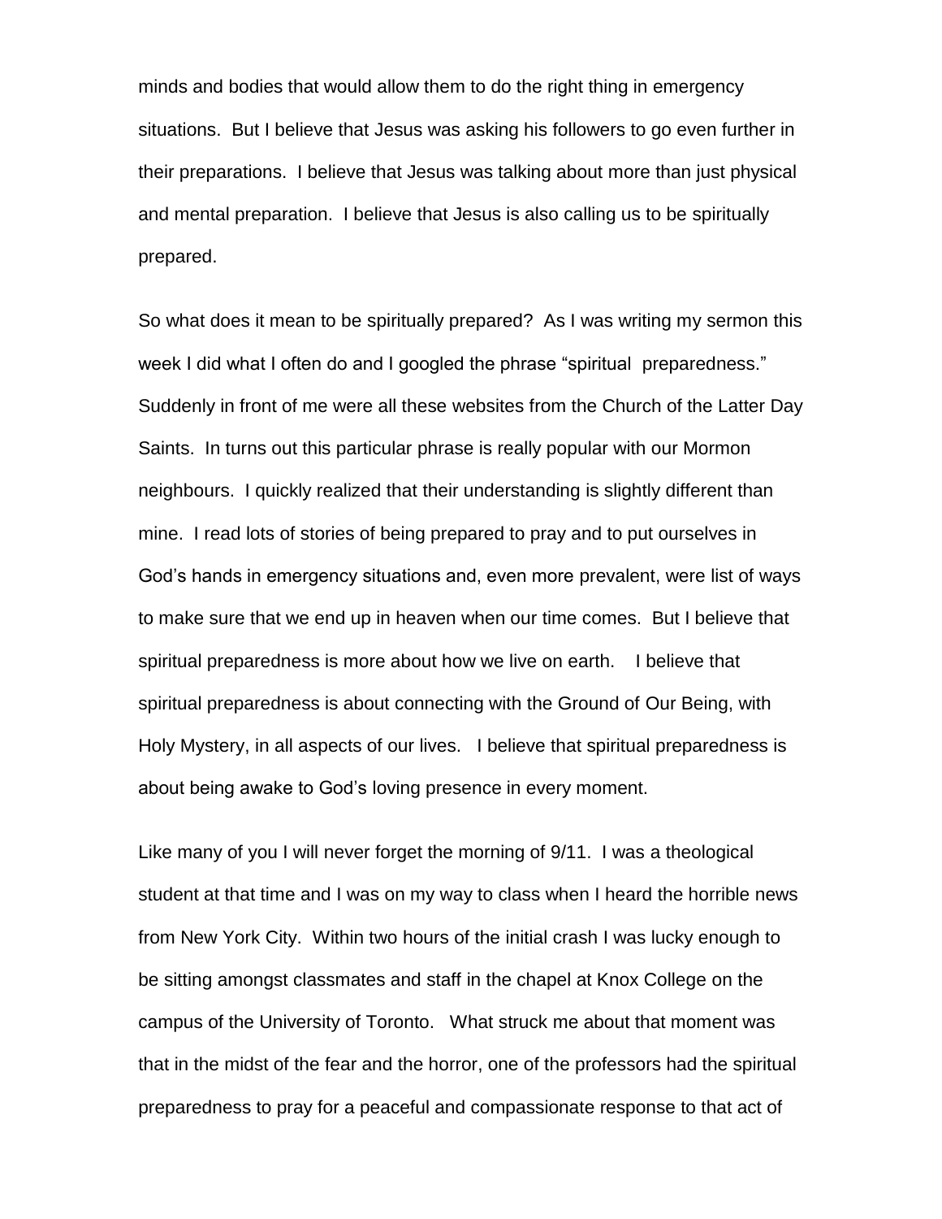minds and bodies that would allow them to do the right thing in emergency situations. But I believe that Jesus was asking his followers to go even further in their preparations. I believe that Jesus was talking about more than just physical and mental preparation. I believe that Jesus is also calling us to be spiritually prepared.

So what does it mean to be spiritually prepared? As I was writing my sermon this week I did what I often do and I googled the phrase "spiritual preparedness." Suddenly in front of me were all these websites from the Church of the Latter Day Saints. In turns out this particular phrase is really popular with our Mormon neighbours. I quickly realized that their understanding is slightly different than mine. I read lots of stories of being prepared to pray and to put ourselves in God's hands in emergency situations and, even more prevalent, were list of ways to make sure that we end up in heaven when our time comes. But I believe that spiritual preparedness is more about how we live on earth. I believe that spiritual preparedness is about connecting with the Ground of Our Being, with Holy Mystery, in all aspects of our lives. I believe that spiritual preparedness is about being awake to God's loving presence in every moment.

Like many of you I will never forget the morning of 9/11. I was a theological student at that time and I was on my way to class when I heard the horrible news from New York City. Within two hours of the initial crash I was lucky enough to be sitting amongst classmates and staff in the chapel at Knox College on the campus of the University of Toronto. What struck me about that moment was that in the midst of the fear and the horror, one of the professors had the spiritual preparedness to pray for a peaceful and compassionate response to that act of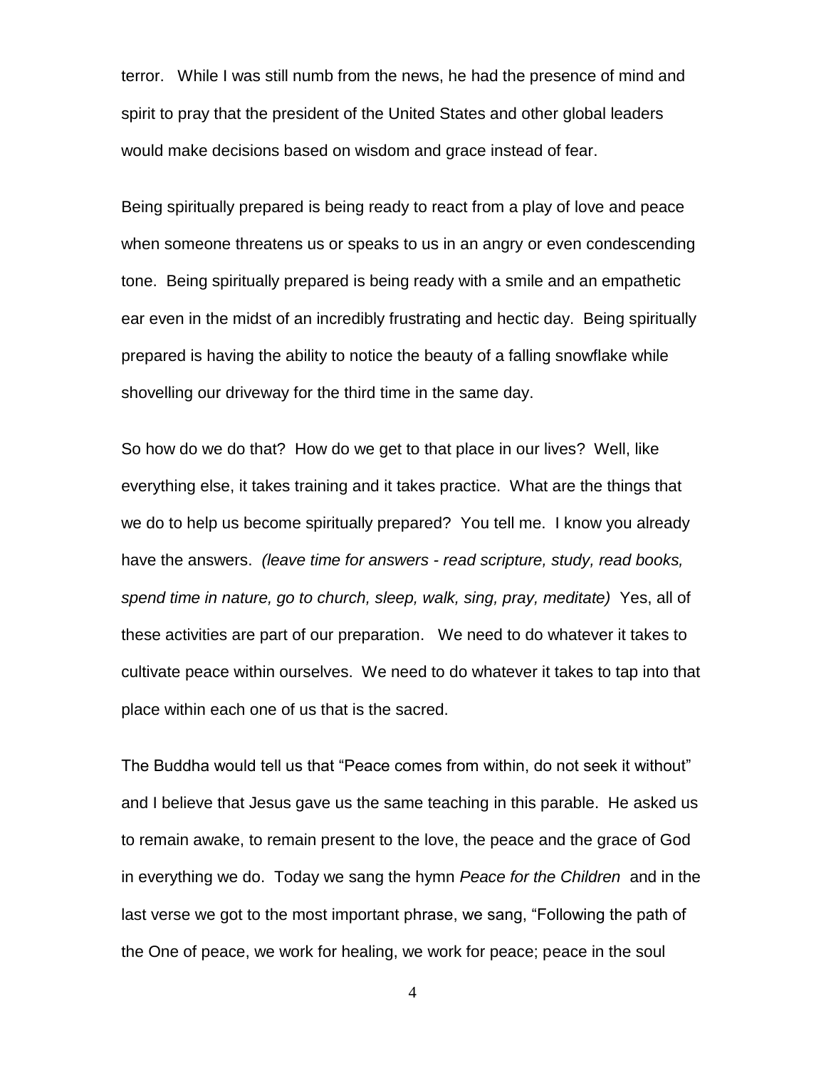terror. While I was still numb from the news, he had the presence of mind and spirit to pray that the president of the United States and other global leaders would make decisions based on wisdom and grace instead of fear.

Being spiritually prepared is being ready to react from a play of love and peace when someone threatens us or speaks to us in an angry or even condescending tone. Being spiritually prepared is being ready with a smile and an empathetic ear even in the midst of an incredibly frustrating and hectic day. Being spiritually prepared is having the ability to notice the beauty of a falling snowflake while shovelling our driveway for the third time in the same day.

So how do we do that? How do we get to that place in our lives? Well, like everything else, it takes training and it takes practice. What are the things that we do to help us become spiritually prepared? You tell me. I know you already have the answers. *(leave time for answers - read scripture, study, read books, spend time in nature, go to church, sleep, walk, sing, pray, meditate)* Yes, all of these activities are part of our preparation. We need to do whatever it takes to cultivate peace within ourselves. We need to do whatever it takes to tap into that place within each one of us that is the sacred.

The Buddha would tell us that "Peace comes from within, do not seek it without" and I believe that Jesus gave us the same teaching in this parable. He asked us to remain awake, to remain present to the love, the peace and the grace of God in everything we do. Today we sang the hymn *Peace for the Children* and in the last verse we got to the most important phrase, we sang, "Following the path of the One of peace, we work for healing, we work for peace; peace in the soul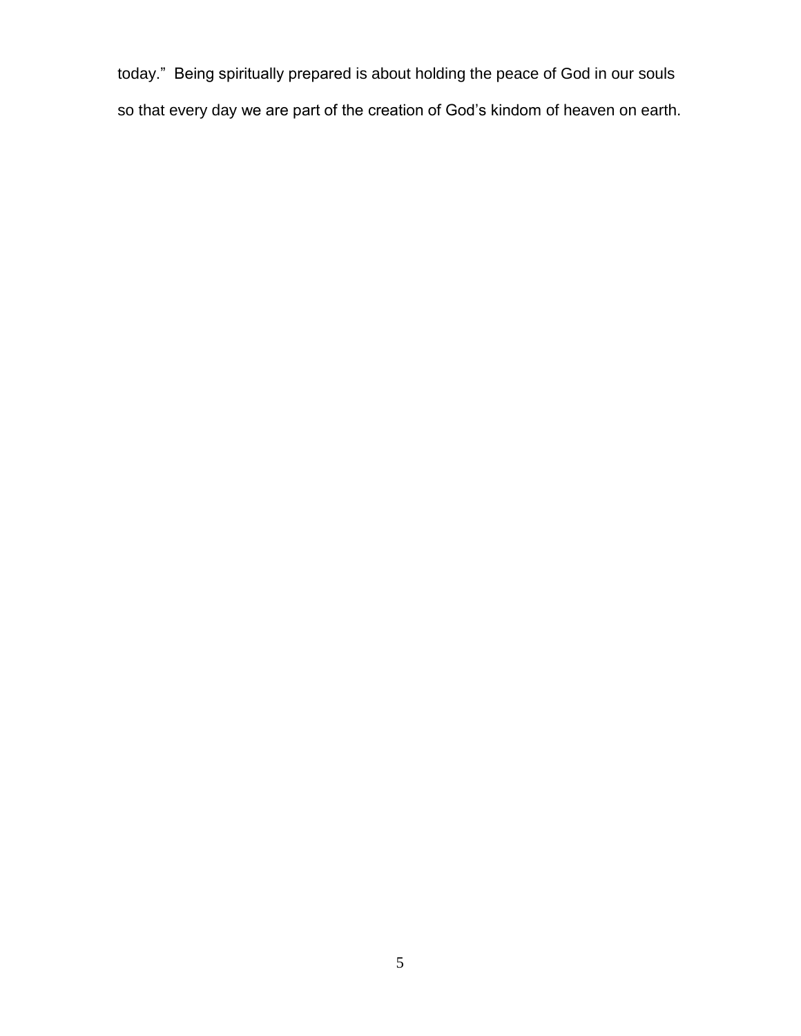today.” Being spiritually prepared is about holding the peace of God in our souls so that every day we are part of the creation of God’s kindom of heaven on earth.